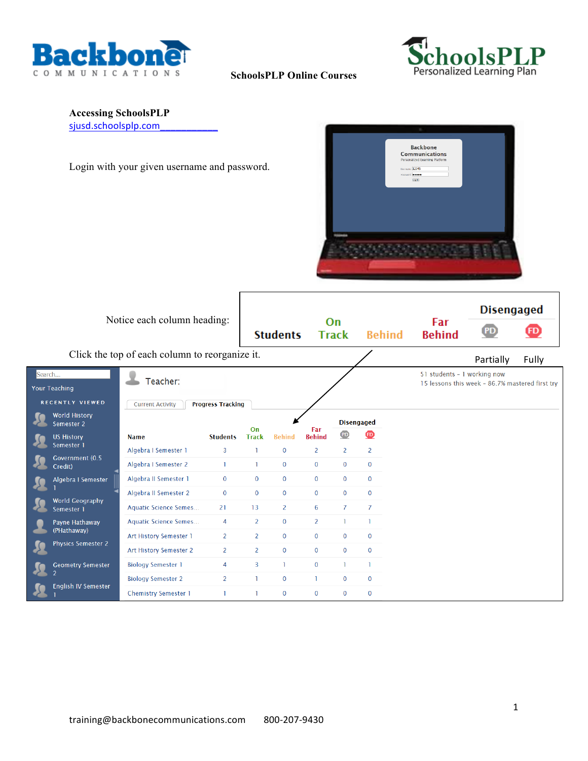# SchoolsPLP Online Courses

## Accessing SchoolsPLP

sjusd.schoolsplp.com

Login with your given username and password.

Notice each column heading:

| Students | On Track | Behind | Far Behind | Disengaged | |
|---|---|---|---|---|---|
| | | | | PD (Partially) | FD (Fully) |

Click the top of each column to reorganize it.

Teacher:

51 students - 1 working now
15 lessons this week - 86.7% mastered first try

Current Activity | Progress Tracking

| Name | Students | On Track | Behind | Far Behind | Disengaged PD | Disengaged FD |
|---|---|---|---|---|---|---|
| Algebra I Semester 1 | 3 | 1 | 0 | 2 | 2 | 2 |
| Algebra I Semester 2 | 1 | 1 | 0 | 0 | 0 | 0 |
| Algebra II Semester 1 | 0 | 0 | 0 | 0 | 0 | 0 |
| Algebra II Semester 2 | 0 | 0 | 0 | 0 | 0 | 0 |
| Aquatic Science Semes... | 21 | 13 | 2 | 6 | 7 | 7 |
| Aquatic Science Semes... | 4 | 2 | 0 | 2 | 1 | 1 |
| Art History Semester 1 | 2 | 2 | 0 | 0 | 0 | 0 |
| Art History Semester 2 | 2 | 2 | 0 | 0 | 0 | 0 |
| Biology Semester 1 | 4 | 3 | 1 | 0 | 1 | 1 |
| Biology Semester 2 | 2 | 1 | 0 | 1 | 0 | 0 |
| Chemistry Semester 1 | 1 | 1 | 0 | 0 | 0 | 0 |

Your Teaching — Recently Viewed:
- World History Semester 2
- US History Semester 1
- Government (0.5 Credit)
- Algebra I Semester 1
- World Geography Semester 1
- Payne Hathaway (PHathaway)
- Physics Semester 2
- Geometry Semester 2
- English IV Semester 1

training@backbonecommunications.com 800-207-9430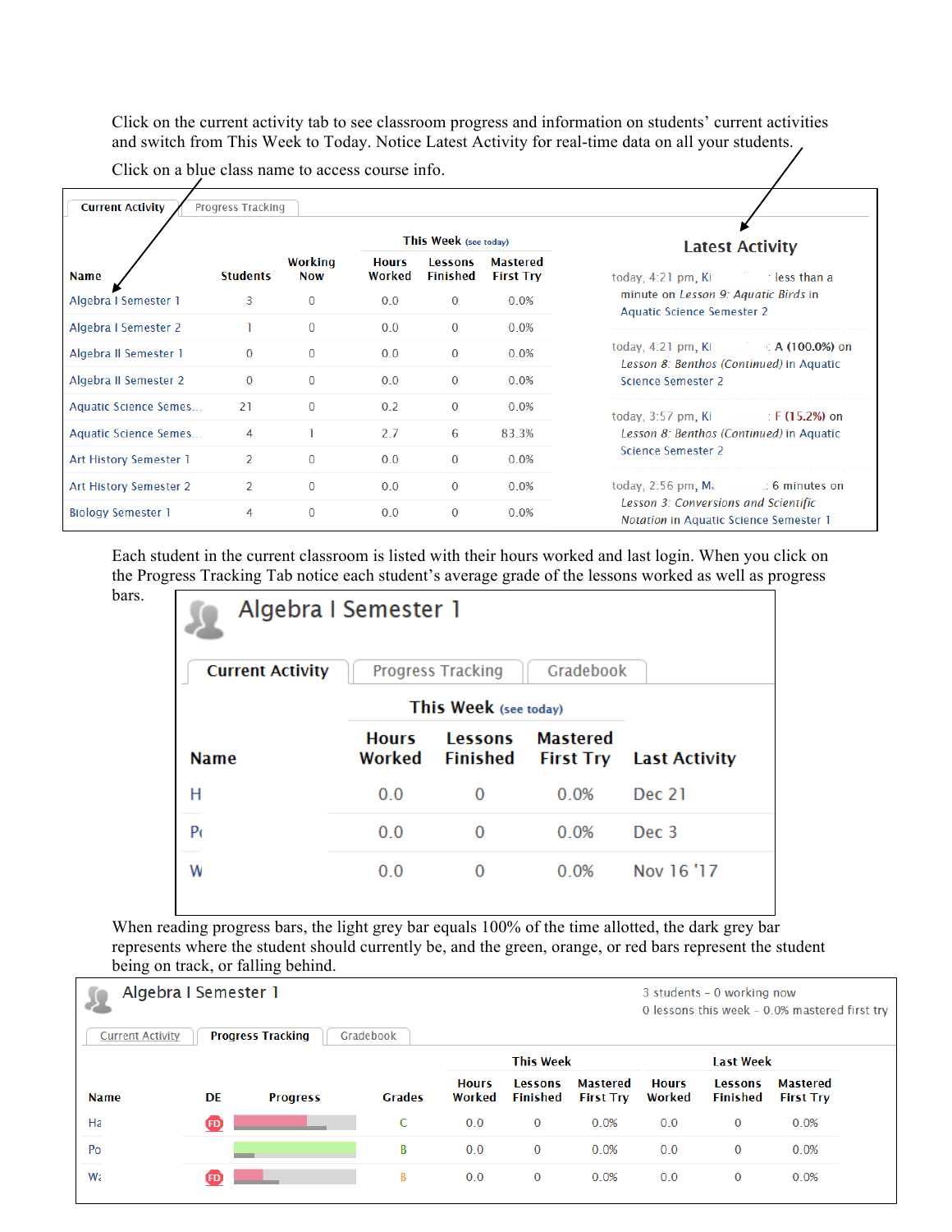Click on the current activity tab to see classroom progress and information on students' current activities and switch from This Week to Today. Notice Latest Activity for real-time data on all your students.

Click on a blue class name to access course info.

Current Activity | Progress Tracking

| Name | Students | Working Now | This Week (see today) Hours Worked | Lessons Finished | Mastered First Try |
|---|---|---|---|---|---|
| Algebra I Semester 1 | 3 | 0 | 0.0 | 0 | 0.0% |
| Algebra I Semester 2 | 1 | 0 | 0.0 | 0 | 0.0% |
| Algebra II Semester 1 | 0 | 0 | 0.0 | 0 | 0.0% |
| Algebra II Semester 2 | 0 | 0 | 0.0 | 0 | 0.0% |
| Aquatic Science Semes... | 21 | 0 | 0.2 | 0 | 0.0% |
| Aquatic Science Semes... | 4 | 1 | 2.7 | 6 | 83.3% |
| Art History Semester 1 | 2 | 0 | 0.0 | 0 | 0.0% |
| Art History Semester 2 | 2 | 0 | 0.0 | 0 | 0.0% |
| Biology Semester 1 | 4 | 0 | 0.0 | 0 | 0.0% |

**Latest Activity**

today, 4:21 pm, Ki : less than a minute on *Lesson 9: Aquatic Birds* in Aquatic Science Semester 2

today, 4:21 pm, Ki : A (100.0%) on *Lesson 8: Benthos (Continued)* in Aquatic Science Semester 2

today, 3:57 pm, Ki : F (15.2%) on *Lesson 8: Benthos (Continued)* in Aquatic Science Semester 2

today, 2:56 pm, M : 6 minutes on *Lesson 3: Conversions and Scientific Notation* in Aquatic Science Semester 1

Each student in the current classroom is listed with their hours worked and last login. When you click on the Progress Tracking Tab notice each student's average grade of the lessons worked as well as progress bars.

## Algebra I Semester 1

Current Activity | Progress Tracking | Gradebook

| Name | This Week (see today) Hours Worked | Lessons Finished | Mastered First Try | Last Activity |
|---|---|---|---|---|
| H | 0.0 | 0 | 0.0% | Dec 21 |
| P | 0.0 | 0 | 0.0% | Dec 3 |
| W | 0.0 | 0 | 0.0% | Nov 16 '17 |

When reading progress bars, the light grey bar equals 100% of the time allotted, the dark grey bar represents where the student should currently be, and the green, orange, or red bars represent the student being on track, or falling behind.

## Algebra I Semester 1

3 students – 0 working now
0 lessons this week – 0.0% mastered first try

Current Activity | Progress Tracking | Gradebook

| Name | DE | Progress | Grades | This Week Hours Worked | Lessons Finished | Mastered First Try | Last Week Hours Worked | Lessons Finished | Mastered First Try |
|---|---|---|---|---|---|---|---|---|---|
| Ha | FD | | C | 0.0 | 0 | 0.0% | 0.0 | 0 | 0.0% |
| Po | | | B | 0.0 | 0 | 0.0% | 0.0 | 0 | 0.0% |
| W | FD | | B | 0.0 | 0 | 0.0% | 0.0 | 0 | 0.0% |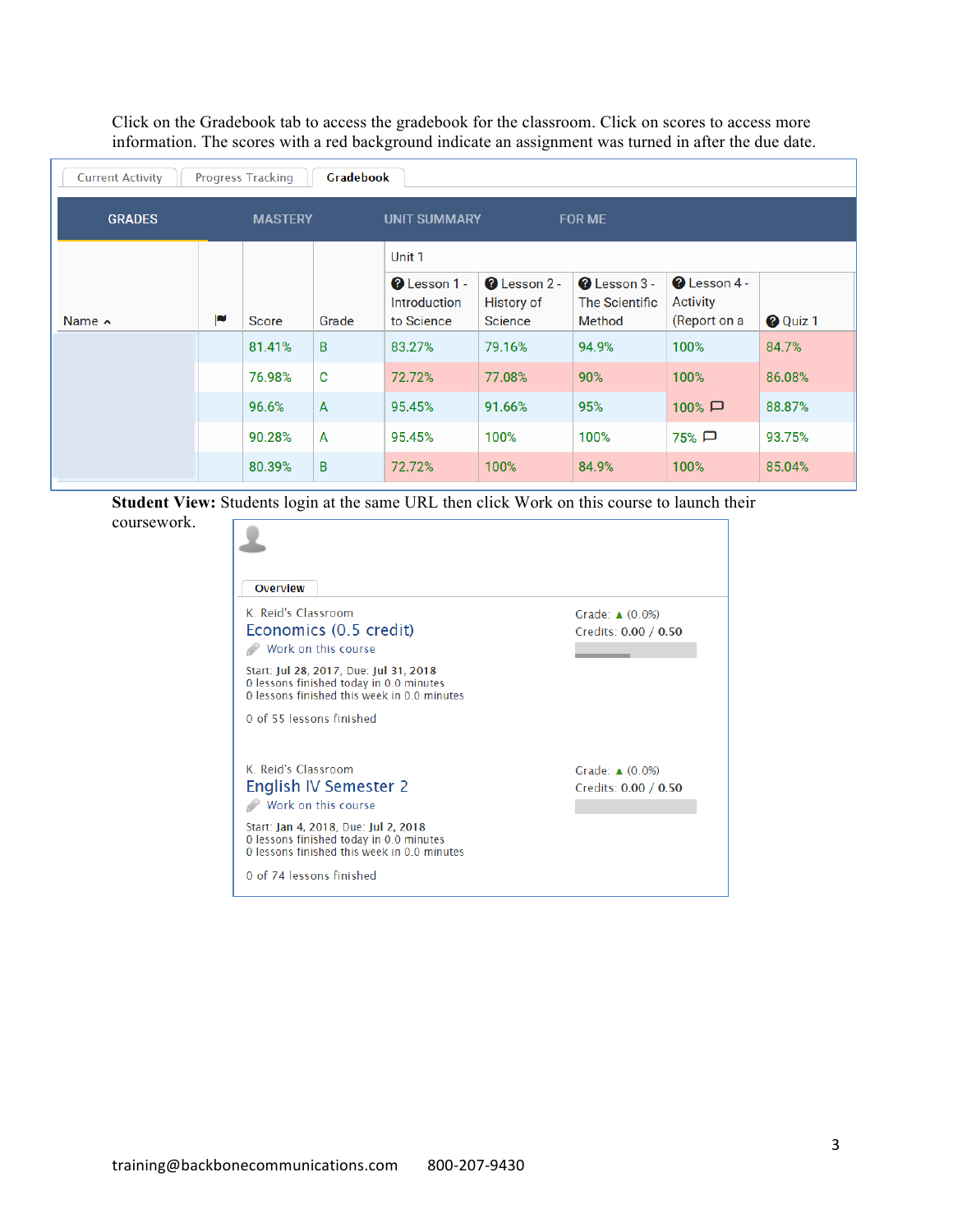Click on the Gradebook tab to access the gradebook for the classroom. Click on scores to access more information. The scores with a red background indicate an assignment was turned in after the due date.

Current Activity | Progress Tracking | Gradebook

GRADES | MASTERY | UNIT SUMMARY | FOR ME

| Name | | Score | Grade | Unit 1 Lesson 1 - Introduction to Science | Lesson 2 - History of Science | Lesson 3 - The Scientific Method | Lesson 4 - Activity (Report on a | Quiz 1 |
|---|---|---|---|---|---|---|---|---|
| | | 81.41% | B | 83.27% | 79.16% | 94.9% | 100% | 84.7% |
| | | 76.98% | C | 72.72% | 77.08% | 90% | 100% | 86.08% |
| | | 96.6% | A | 95.45% | 91.66% | 95% | 100% | 88.87% |
| | | 90.28% | A | 95.45% | 100% | 100% | 75% | 93.75% |
| | | 80.39% | B | 72.72% | 100% | 84.9% | 100% | 85.04% |

**Student View:** Students login at the same URL then click Work on this course to launch their coursework.

Overview

K. Reid's Classroom
Economics (0.5 credit)
Work on this course

Start: Jul 28, 2017, Due: Jul 31, 2018
0 lessons finished today in 0.0 minutes
0 lessons finished this week in 0.0 minutes

0 of 55 lessons finished

Grade: ▲ (0.0%)
Credits: 0.00 / 0.50

K. Reid's Classroom
English IV Semester 2
Work on this course

Start: Jan 4, 2018, Due: Jul 2, 2018
0 lessons finished today in 0.0 minutes
0 lessons finished this week in 0.0 minutes

0 of 74 lessons finished

Grade: ▲ (0.0%)
Credits: 0.00 / 0.50

training@backbonecommunications.com 800-207-9430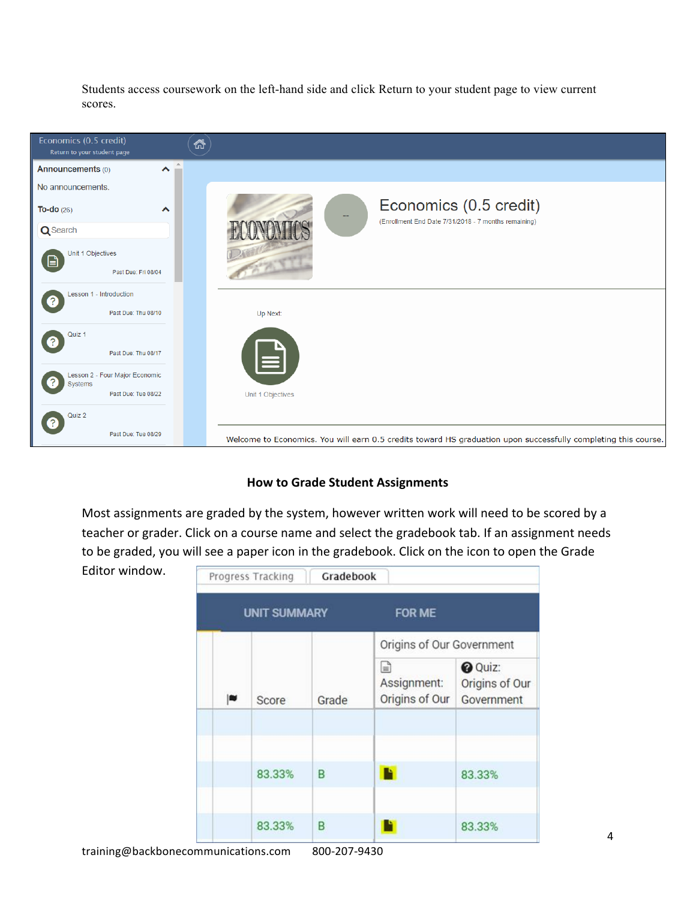Students access coursework on the left-hand side and click Return to your student page to view current scores.

## How to Grade Student Assignments

Most assignments are graded by the system, however written work will need to be scored by a teacher or grader. Click on a course name and select the gradebook tab. If an assignment needs to be graded, you will see a paper icon in the gradebook. Click on the icon to open the Grade Editor window.

training@backbonecommunications.com 800-207-9430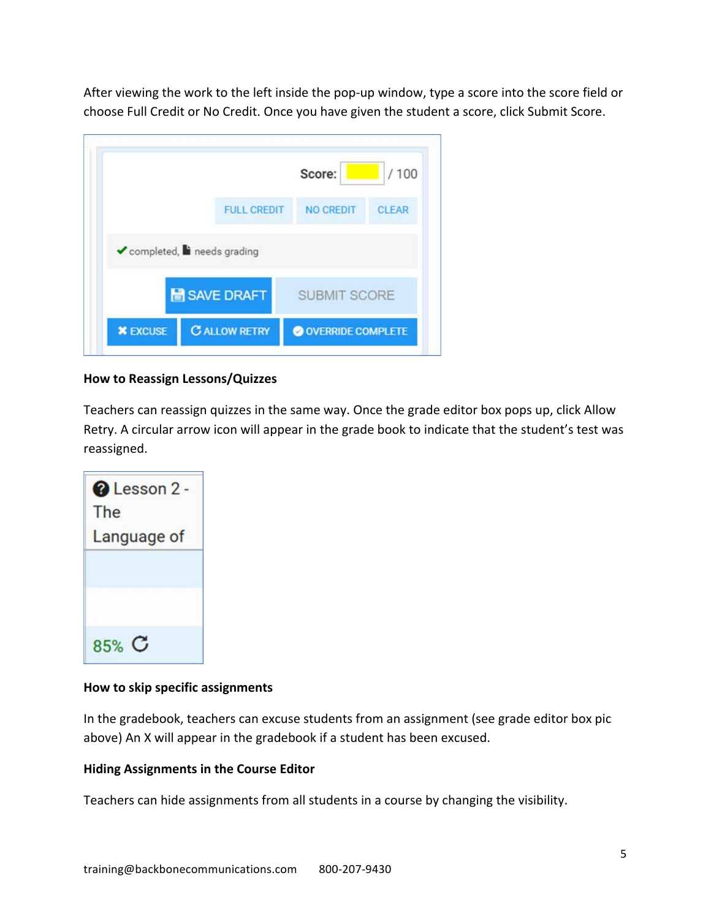After viewing the work to the left inside the pop-up window, type a score into the score field or choose Full Credit or No Credit. Once you have given the student a score, click Submit Score.

**How to Reassign Lessons/Quizzes**

Teachers can reassign quizzes in the same way. Once the grade editor box pops up, click Allow Retry. A circular arrow icon will appear in the grade book to indicate that the student's test was reassigned.

**How to skip specific assignments**

In the gradebook, teachers can excuse students from an assignment (see grade editor box pic above) An X will appear in the gradebook if a student has been excused.

**Hiding Assignments in the Course Editor**

Teachers can hide assignments from all students in a course by changing the visibility.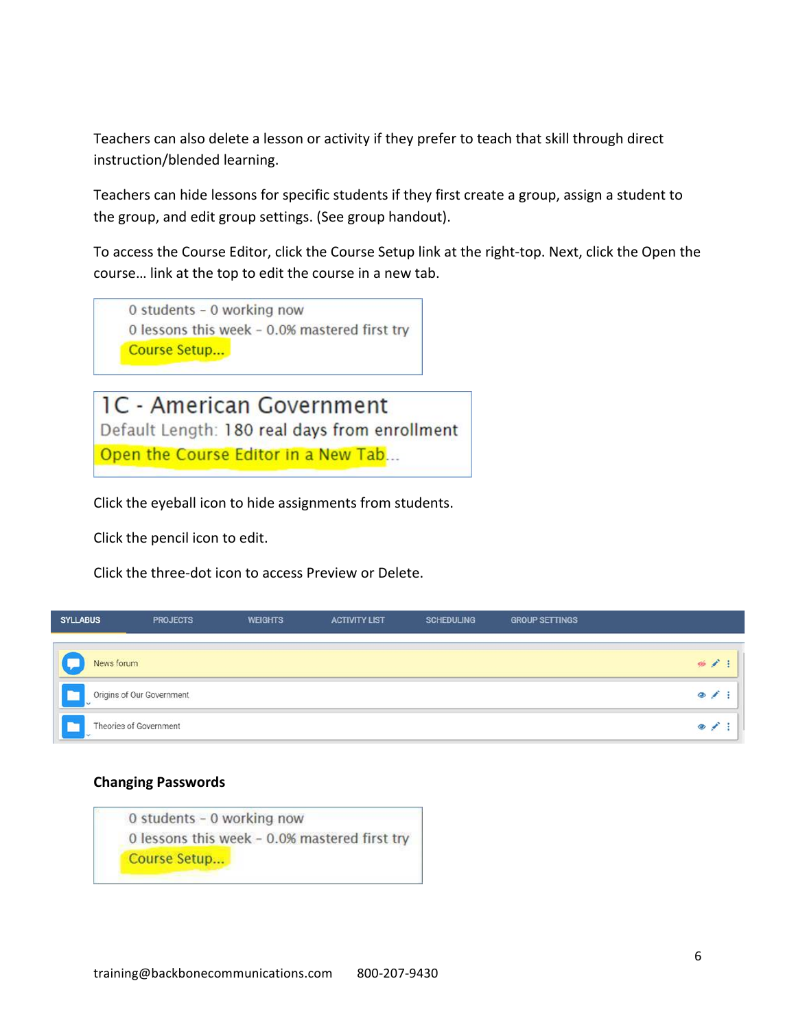Teachers can also delete a lesson or activity if they prefer to teach that skill through direct instruction/blended learning.

Teachers can hide lessons for specific students if they first create a group, assign a student to the group, and edit group settings. (See group handout).

To access the Course Editor, click the Course Setup link at the right-top. Next, click the Open the course… link at the top to edit the course in a new tab.

0 students – 0 working now
0 lessons this week – 0.0% mastered first try
Course Setup...

1C - American Government
Default Length: 180 real days from enrollment
Open the Course Editor in a New Tab...

Click the eyeball icon to hide assignments from students.

Click the pencil icon to edit.

Click the three-dot icon to access Preview or Delete.

SYLLABUS | PROJECTS | WEIGHTS | ACTIVITY LIST | SCHEDULING | GROUP SETTINGS

News forum

Origins of Our Government

Theories of Government

**Changing Passwords**

0 students – 0 working now
0 lessons this week – 0.0% mastered first try
Course Setup...

training@backbonecommunications.com 800-207-9430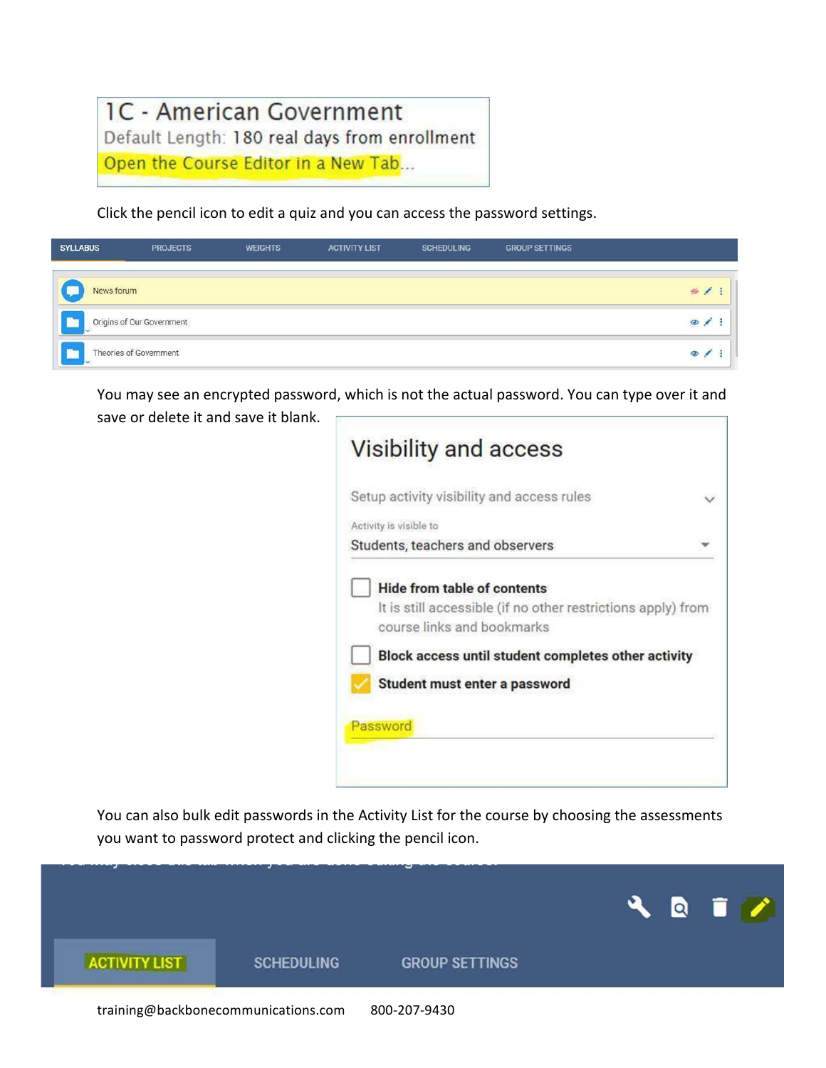1C - American Government
Default Length: 180 real days from enrollment
Open the Course Editor in a New Tab...

Click the pencil icon to edit a quiz and you can access the password settings.

SYLLABUS PROJECTS WEIGHTS ACTIVITY LIST SCHEDULING GROUP SETTINGS

News forum
Origins of Our Government
Theories of Government

You may see an encrypted password, which is not the actual password. You can type over it and save or delete it and save it blank.

Visibility and access

Setup activity visibility and access rules

Activity is visible to
Students, teachers and observers

Hide from table of contents
It is still accessible (if no other restrictions apply) from course links and bookmarks

Block access until student completes other activity

Student must enter a password

Password

You can also bulk edit passwords in the Activity List for the course by choosing the assessments you want to password protect and clicking the pencil icon.

ACTIVITY LIST SCHEDULING GROUP SETTINGS

training@backbonecommunications.com 800-207-9430